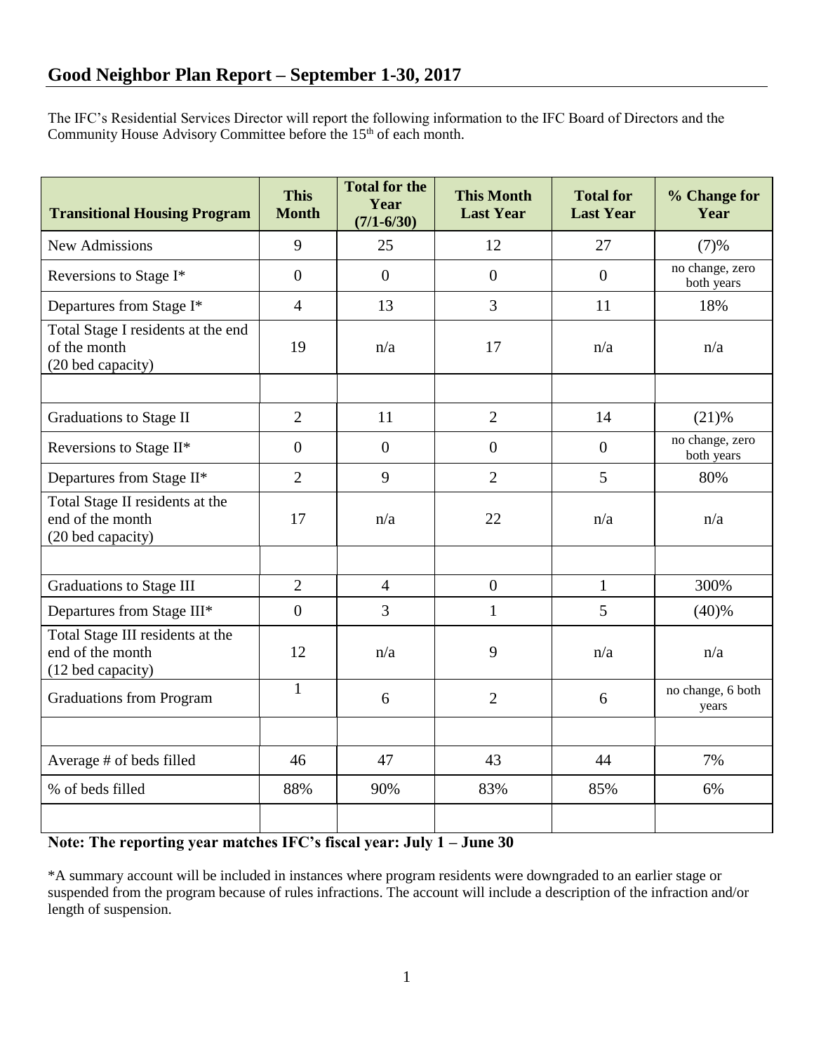## Good Neighbor Plan Report – September 1-30, 2017

The IFC's Residential Services Director will report the following information to the IFC Board of Directors and the Community House Advisory Committee before the 15th of each month.

| Transitional Housing Program | This Month | Total for the Year (7/1-6/30) | This Month Last Year | Total for Last Year | % Change for Year |
|---|---|---|---|---|---|
| New Admissions | 9 | 25 | 12 | 27 | (7)% |
| Reversions to Stage I* | 0 | 0 | 0 | 0 | no change, zero both years |
| Departures from Stage I* | 4 | 13 | 3 | 11 | 18% |
| Total Stage I residents at the end of the month (20 bed capacity) | 19 | n/a | 17 | n/a | n/a |
| | | | | | |
| Graduations to Stage II | 2 | 11 | 2 | 14 | (21)% |
| Reversions to Stage II* | 0 | 0 | 0 | 0 | no change, zero both years |
| Departures from Stage II* | 2 | 9 | 2 | 5 | 80% |
| Total Stage II residents at the end of the month (20 bed capacity) | 17 | n/a | 22 | n/a | n/a |
| | | | | | |
| Graduations to Stage III | 2 | 4 | 0 | 1 | 300% |
| Departures from Stage III* | 0 | 3 | 1 | 5 | (40)% |
| Total Stage III residents at the end of the month (12 bed capacity) | 12 | n/a | 9 | n/a | n/a |
| Graduations from Program | 1 | 6 | 2 | 6 | no change, 6 both years |
| | | | | | |
| Average # of beds filled | 46 | 47 | 43 | 44 | 7% |
| % of beds filled | 88% | 90% | 83% | 85% | 6% |
| | | | | | |

**Note: The reporting year matches IFC's fiscal year: July 1 – June 30**

*A summary account will be included in instances where program residents were downgraded to an earlier stage or suspended from the program because of rules infractions. The account will include a description of the infraction and/or length of suspension.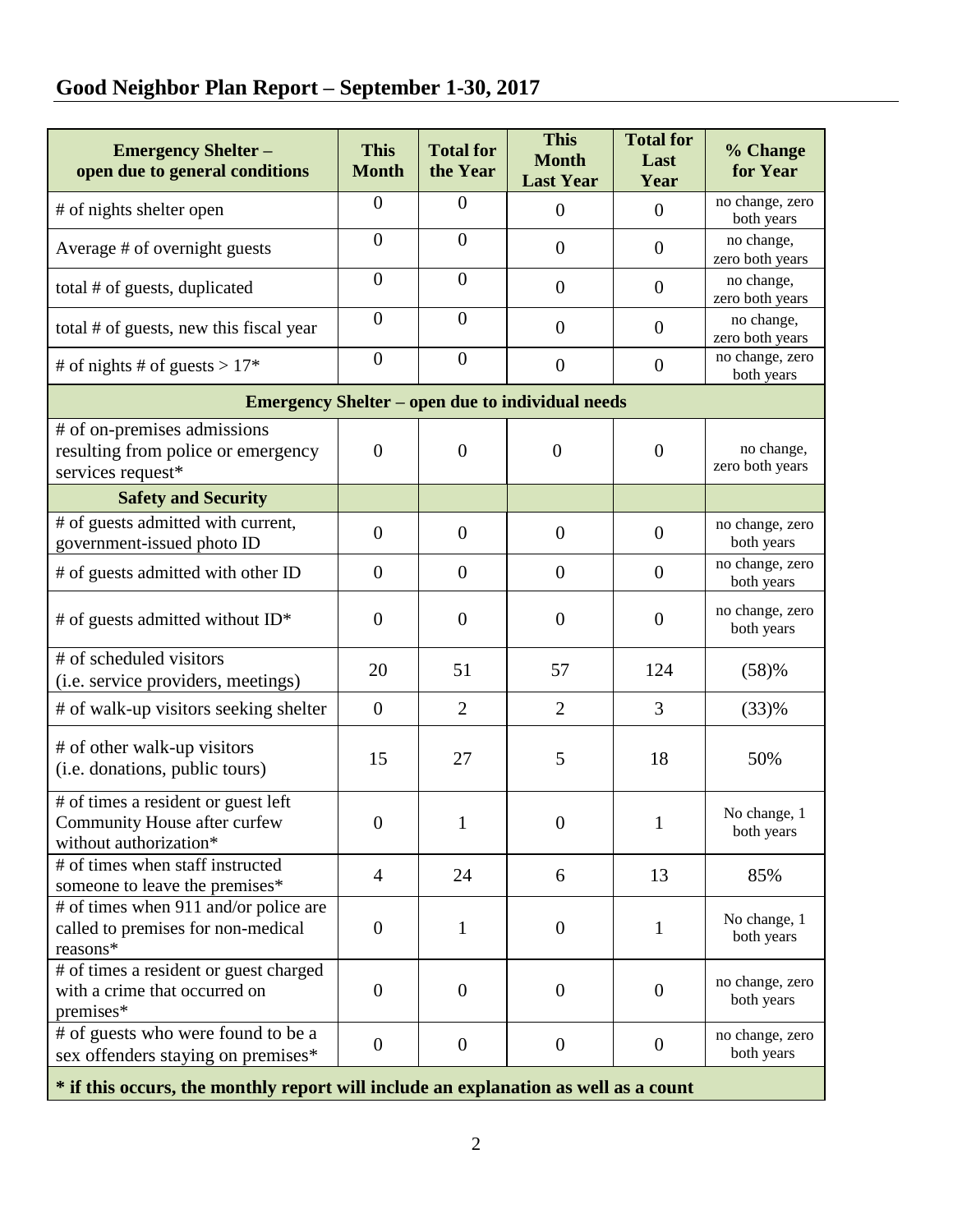## Good Neighbor Plan Report – September 1-30, 2017

| Emergency Shelter – open due to general conditions | This Month | Total for the Year | This Month Last Year | Total for Last Year | % Change for Year |
|---|---|---|---|---|---|
| # of nights shelter open | 0 | 0 | 0 | 0 | no change, zero both years |
| Average # of overnight guests | 0 | 0 | 0 | 0 | no change, zero both years |
| total # of guests, duplicated | 0 | 0 | 0 | 0 | no change, zero both years |
| total # of guests, new this fiscal year | 0 | 0 | 0 | 0 | no change, zero both years |
| # of nights # of guests > 17* | 0 | 0 | 0 | 0 | no change, zero both years |
| **Emergency Shelter – open due to individual needs** | | | | | |
| # of on-premises admissions resulting from police or emergency services request* | 0 | 0 | 0 | 0 | no change, zero both years |
| **Safety and Security** | | | | | |
| # of guests admitted with current, government-issued photo ID | 0 | 0 | 0 | 0 | no change, zero both years |
| # of guests admitted with other ID | 0 | 0 | 0 | 0 | no change, zero both years |
| # of guests admitted without ID* | 0 | 0 | 0 | 0 | no change, zero both years |
| # of scheduled visitors (i.e. service providers, meetings) | 20 | 51 | 57 | 124 | (58)% |
| # of walk-up visitors seeking shelter | 0 | 2 | 2 | 3 | (33)% |
| # of other walk-up visitors (i.e. donations, public tours) | 15 | 27 | 5 | 18 | 50% |
| # of times a resident or guest left Community House after curfew without authorization* | 0 | 1 | 0 | 1 | No change, 1 both years |
| # of times when staff instructed someone to leave the premises* | 4 | 24 | 6 | 13 | 85% |
| # of times when 911 and/or police are called to premises for non-medical reasons* | 0 | 1 | 0 | 1 | No change, 1 both years |
| # of times a resident or guest charged with a crime that occurred on premises* | 0 | 0 | 0 | 0 | no change, zero both years |
| # of guests who were found to be a sex offenders staying on premises* | 0 | 0 | 0 | 0 | no change, zero both years |

**\* if this occurs, the monthly report will include an explanation as well as a count**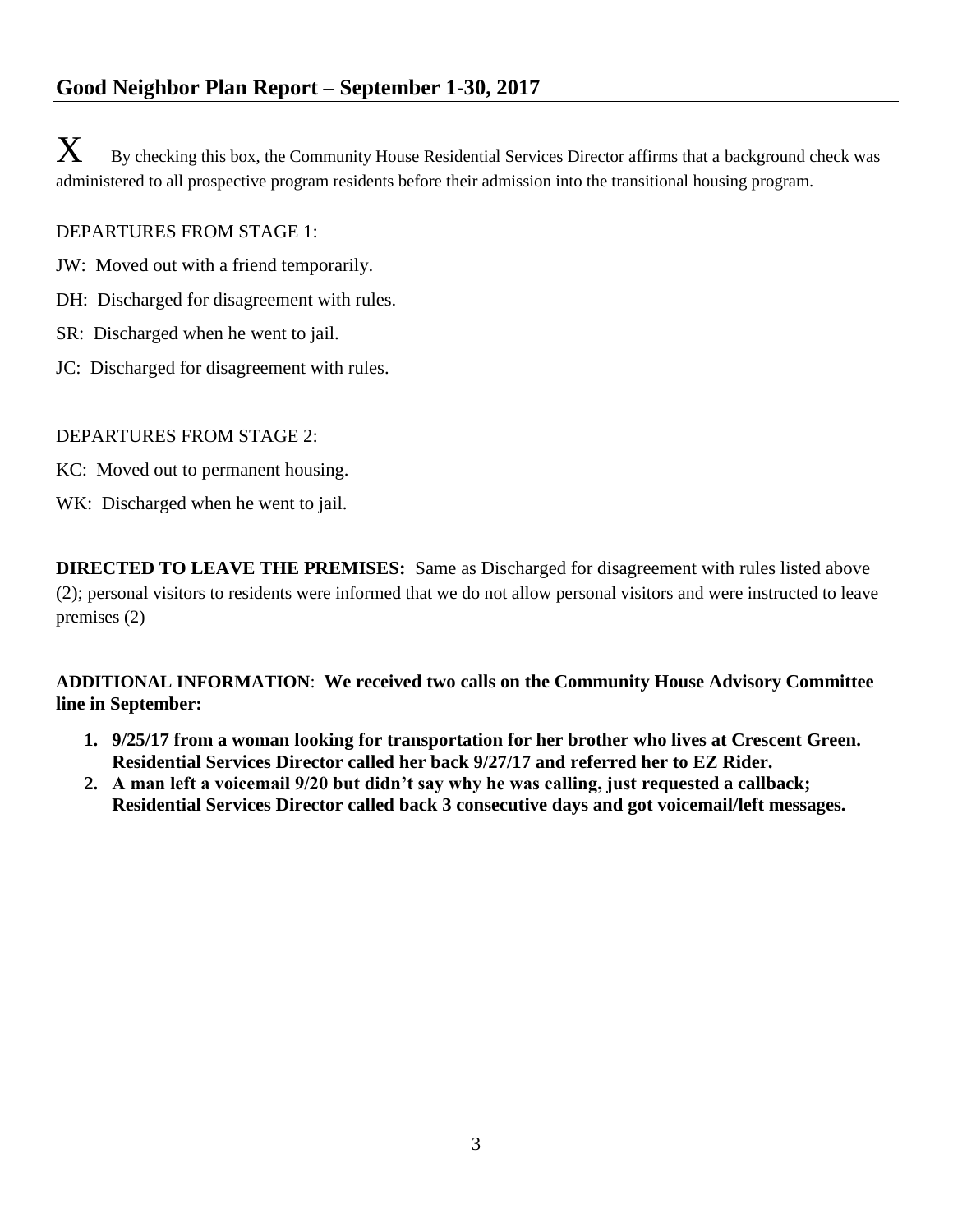## Good Neighbor Plan Report – September 1-30, 2017

X By checking this box, the Community House Residential Services Director affirms that a background check was administered to all prospective program residents before their admission into the transitional housing program.

DEPARTURES FROM STAGE 1:

JW: Moved out with a friend temporarily.

DH: Discharged for disagreement with rules.

SR: Discharged when he went to jail.

JC: Discharged for disagreement with rules.

DEPARTURES FROM STAGE 2:

KC: Moved out to permanent housing.

WK: Discharged when he went to jail.

**DIRECTED TO LEAVE THE PREMISES:** Same as Discharged for disagreement with rules listed above (2); personal visitors to residents were informed that we do not allow personal visitors and were instructed to leave premises (2)

**ADDITIONAL INFORMATION**: **We received two calls on the Community House Advisory Committee line in September:**

1. **9/25/17 from a woman looking for transportation for her brother who lives at Crescent Green. Residential Services Director called her back 9/27/17 and referred her to EZ Rider.**
2. **A man left a voicemail 9/20 but didn't say why he was calling, just requested a callback; Residential Services Director called back 3 consecutive days and got voicemail/left messages.**